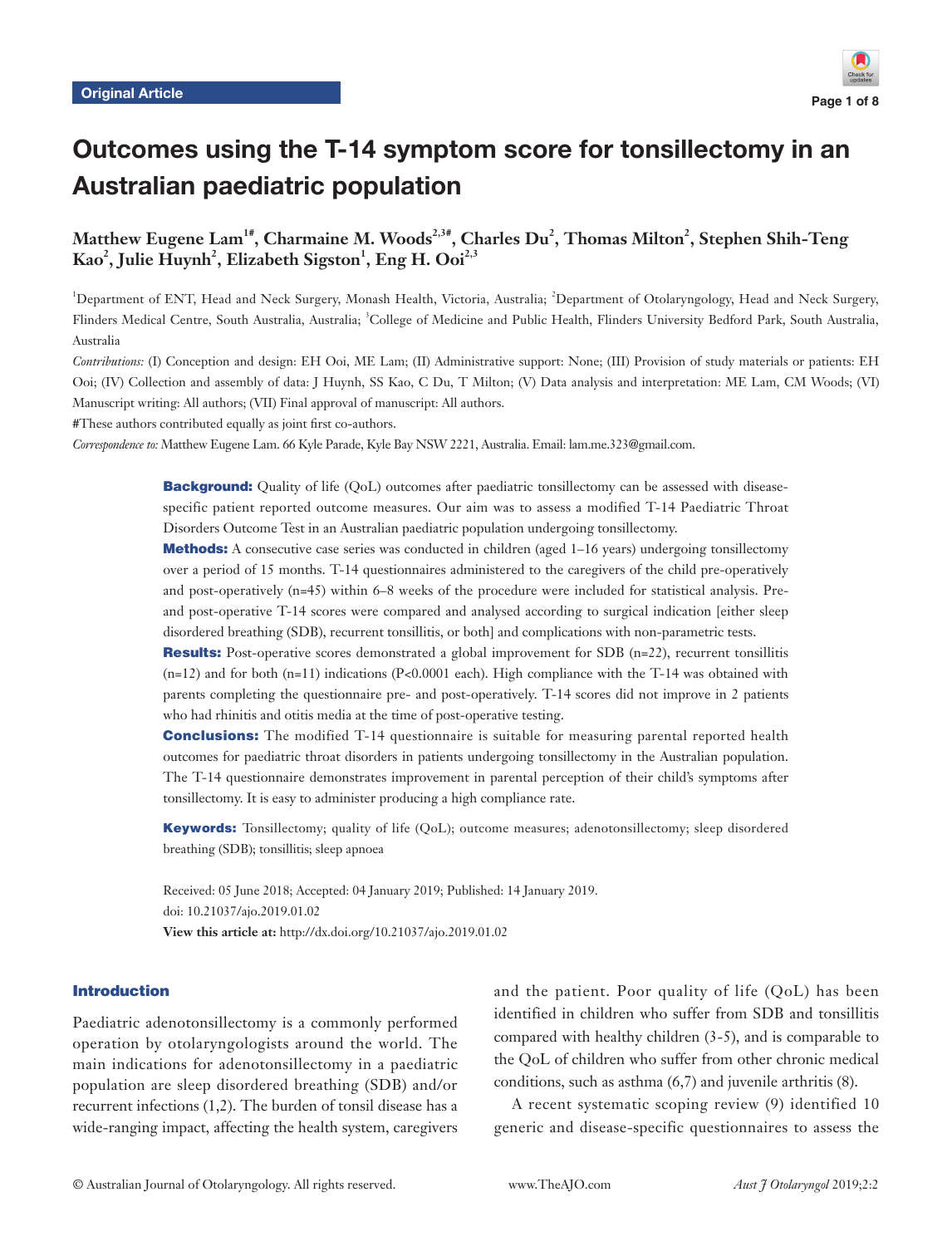Original Article

# Outcomes using the T-14 symptom score for tonsillectomy in an Australian paediatric population

**Matthew Eugene Lam[1#], Charmaine M. Woods[2,3#], Charles Du[2], Thomas Milton[2], Stephen Shih-Teng Kao[2], Julie Huynh[2], Elizabeth Sigston[1], Eng H. Ooi[2,3]**

[1]Department of ENT, Head and Neck Surgery, Monash Health, Victoria, Australia; [2]Department of Otolaryngology, Head and Neck Surgery, Flinders Medical Centre, South Australia, Australia; [3]College of Medicine and Public Health, Flinders University Bedford Park, South Australia, Australia

*Contributions:* (I) Conception and design: EH Ooi, ME Lam; (II) Administrative support: None; (III) Provision of study materials or patients: EH Ooi; (IV) Collection and assembly of data: J Huynh, SS Kao, C Du, T Milton; (V) Data analysis and interpretation: ME Lam, CM Woods; (VI) Manuscript writing: All authors; (VII) Final approval of manuscript: All authors.

#These authors contributed equally as joint first co-authors.

*Correspondence to:* Matthew Eugene Lam. 66 Kyle Parade, Kyle Bay NSW 2221, Australia. Email: lam.me.323@gmail.com.

**Background:** Quality of life (QoL) outcomes after paediatric tonsillectomy can be assessed with disease-specific patient reported outcome measures. Our aim was to assess a modified T-14 Paediatric Throat Disorders Outcome Test in an Australian paediatric population undergoing tonsillectomy.

**Methods:** A consecutive case series was conducted in children (aged 1–16 years) undergoing tonsillectomy over a period of 15 months. T-14 questionnaires administered to the caregivers of the child pre-operatively and post-operatively (n=45) within 6–8 weeks of the procedure were included for statistical analysis. Pre- and post-operative T-14 scores were compared and analysed according to surgical indication [either sleep disordered breathing (SDB), recurrent tonsillitis, or both] and complications with non-parametric tests.

**Results:** Post-operative scores demonstrated a global improvement for SDB (n=22), recurrent tonsillitis (n=12) and for both (n=11) indications ($P<0.0001$ each). High compliance with the T-14 was obtained with parents completing the questionnaire pre- and post-operatively. T-14 scores did not improve in 2 patients who had rhinitis and otitis media at the time of post-operative testing.

**Conclusions:** The modified T-14 questionnaire is suitable for measuring parental reported health outcomes for paediatric throat disorders in patients undergoing tonsillectomy in the Australian population. The T-14 questionnaire demonstrates improvement in parental perception of their child's symptoms after tonsillectomy. It is easy to administer producing a high compliance rate.

**Keywords:** Tonsillectomy; quality of life (QoL); outcome measures; adenotonsillectomy; sleep disordered breathing (SDB); tonsillitis; sleep apnoea

Received: 05 June 2018; Accepted: 04 January 2019; Published: 14 January 2019.
doi: 10.21037/ajo.2019.01.02
**View this article at:** http://dx.doi.org/10.21037/ajo.2019.01.02

## Introduction

Paediatric adenotonsillectomy is a commonly performed operation by otolaryngologists around the world. The main indications for adenotonsillectomy in a paediatric population are sleep disordered breathing (SDB) and/or recurrent infections (1,2). The burden of tonsil disease has a wide-ranging impact, affecting the health system, caregivers and the patient. Poor quality of life (QoL) has been identified in children who suffer from SDB and tonsillitis compared with healthy children (3-5), and is comparable to the QoL of children who suffer from other chronic medical conditions, such as asthma (6,7) and juvenile arthritis (8).

A recent systematic scoping review (9) identified 10 generic and disease-specific questionnaires to assess the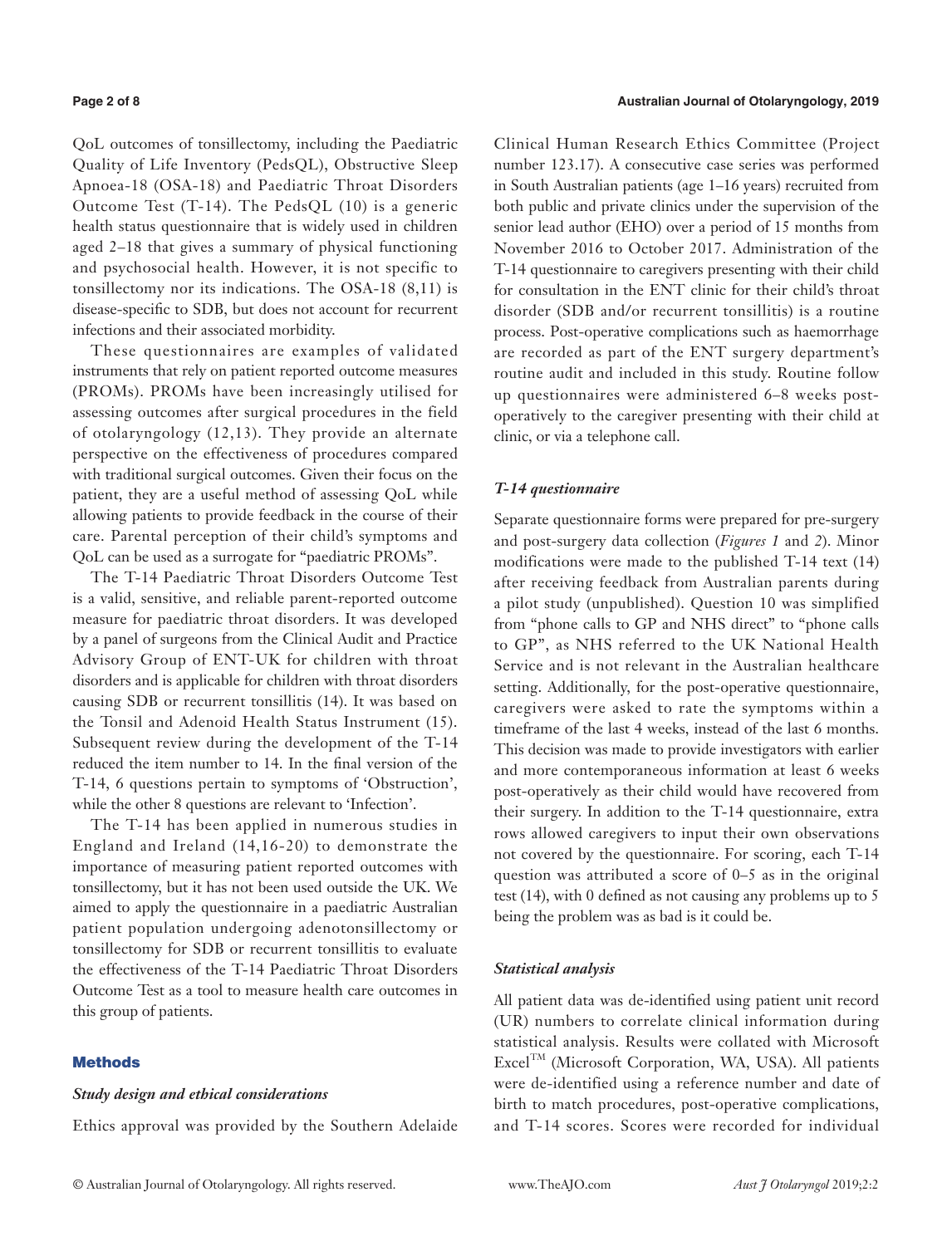QoL outcomes of tonsillectomy, including the Paediatric Quality of Life Inventory (PedsQL), Obstructive Sleep Apnoea-18 (OSA-18) and Paediatric Throat Disorders Outcome Test (T-14). The PedsQL (10) is a generic health status questionnaire that is widely used in children aged 2–18 that gives a summary of physical functioning and psychosocial health. However, it is not specific to tonsillectomy nor its indications. The OSA-18 (8,11) is disease-specific to SDB, but does not account for recurrent infections and their associated morbidity.

These questionnaires are examples of validated instruments that rely on patient reported outcome measures (PROMs). PROMs have been increasingly utilised for assessing outcomes after surgical procedures in the field of otolaryngology (12,13). They provide an alternate perspective on the effectiveness of procedures compared with traditional surgical outcomes. Given their focus on the patient, they are a useful method of assessing QoL while allowing patients to provide feedback in the course of their care. Parental perception of their child's symptoms and QoL can be used as a surrogate for "paediatric PROMs".

The T-14 Paediatric Throat Disorders Outcome Test is a valid, sensitive, and reliable parent-reported outcome measure for paediatric throat disorders. It was developed by a panel of surgeons from the Clinical Audit and Practice Advisory Group of ENT-UK for children with throat disorders and is applicable for children with throat disorders causing SDB or recurrent tonsillitis (14). It was based on the Tonsil and Adenoid Health Status Instrument (15). Subsequent review during the development of the T-14 reduced the item number to 14. In the final version of the T-14, 6 questions pertain to symptoms of 'Obstruction', while the other 8 questions are relevant to 'Infection'.

The T-14 has been applied in numerous studies in England and Ireland (14,16-20) to demonstrate the importance of measuring patient reported outcomes with tonsillectomy, but it has not been used outside the UK. We aimed to apply the questionnaire in a paediatric Australian patient population undergoing adenotonsillectomy or tonsillectomy for SDB or recurrent tonsillitis to evaluate the effectiveness of the T-14 Paediatric Throat Disorders Outcome Test as a tool to measure health care outcomes in this group of patients.

## Methods

### *Study design and ethical considerations*

Ethics approval was provided by the Southern Adelaide Clinical Human Research Ethics Committee (Project number 123.17). A consecutive case series was performed in South Australian patients (age 1–16 years) recruited from both public and private clinics under the supervision of the senior lead author (EHO) over a period of 15 months from November 2016 to October 2017. Administration of the T-14 questionnaire to caregivers presenting with their child for consultation in the ENT clinic for their child's throat disorder (SDB and/or recurrent tonsillitis) is a routine process. Post-operative complications such as haemorrhage are recorded as part of the ENT surgery department's routine audit and included in this study. Routine follow up questionnaires were administered 6–8 weeks post-operatively to the caregiver presenting with their child at clinic, or via a telephone call.

### *T-14 questionnaire*

Separate questionnaire forms were prepared for pre-surgery and post-surgery data collection (*Figures 1* and *2*). Minor modifications were made to the published T-14 text (14) after receiving feedback from Australian parents during a pilot study (unpublished). Question 10 was simplified from "phone calls to GP and NHS direct" to "phone calls to GP", as NHS referred to the UK National Health Service and is not relevant in the Australian healthcare setting. Additionally, for the post-operative questionnaire, caregivers were asked to rate the symptoms within a timeframe of the last 4 weeks, instead of the last 6 months. This decision was made to provide investigators with earlier and more contemporaneous information at least 6 weeks post-operatively as their child would have recovered from their surgery. In addition to the T-14 questionnaire, extra rows allowed caregivers to input their own observations not covered by the questionnaire. For scoring, each T-14 question was attributed a score of 0–5 as in the original test (14), with 0 defined as not causing any problems up to 5 being the problem was as bad is it could be.

### *Statistical analysis*

All patient data was de-identified using patient unit record (UR) numbers to correlate clinical information during statistical analysis. Results were collated with Microsoft Excel™ (Microsoft Corporation, WA, USA). All patients were de-identified using a reference number and date of birth to match procedures, post-operative complications, and T-14 scores. Scores were recorded for individual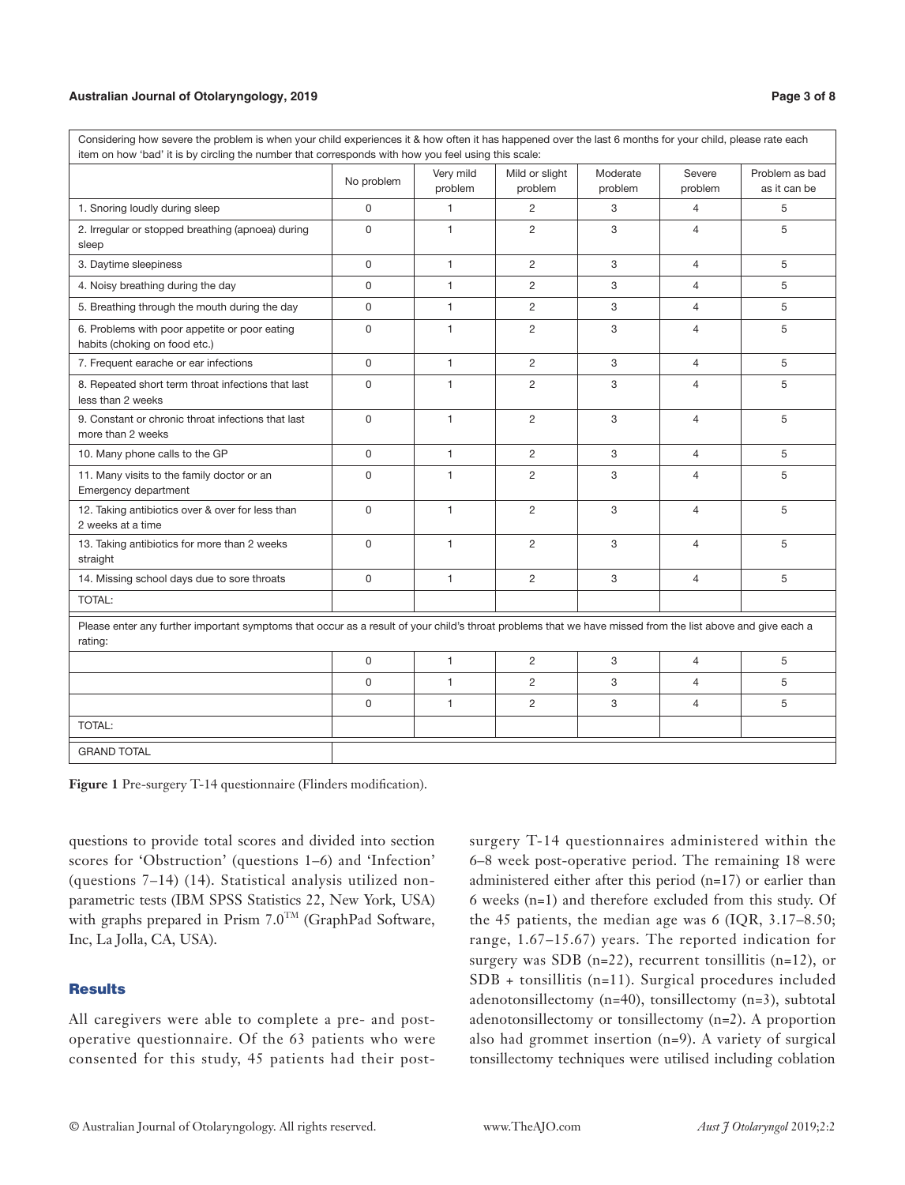Considering how severe the problem is when your child experiences it & how often it has happened over the last 6 months for your child, please rate each item on how 'bad' it is by circling the number that corresponds with how you feel using this scale:

| | No problem | Very mild problem | Mild or slight problem | Moderate problem | Severe problem | Problem as bad as it can be |
|---|---|---|---|---|---|---|
| 1. Snoring loudly during sleep | 0 | 1 | 2 | 3 | 4 | 5 |
| 2. Irregular or stopped breathing (apnoea) during sleep | 0 | 1 | 2 | 3 | 4 | 5 |
| 3. Daytime sleepiness | 0 | 1 | 2 | 3 | 4 | 5 |
| 4. Noisy breathing during the day | 0 | 1 | 2 | 3 | 4 | 5 |
| 5. Breathing through the mouth during the day | 0 | 1 | 2 | 3 | 4 | 5 |
| 6. Problems with poor appetite or poor eating habits (choking on food etc.) | 0 | 1 | 2 | 3 | 4 | 5 |
| 7. Frequent earache or ear infections | 0 | 1 | 2 | 3 | 4 | 5 |
| 8. Repeated short term throat infections that last less than 2 weeks | 0 | 1 | 2 | 3 | 4 | 5 |
| 9. Constant or chronic throat infections that last more than 2 weeks | 0 | 1 | 2 | 3 | 4 | 5 |
| 10. Many phone calls to the GP | 0 | 1 | 2 | 3 | 4 | 5 |
| 11. Many visits to the family doctor or an Emergency department | 0 | 1 | 2 | 3 | 4 | 5 |
| 12. Taking antibiotics over & over for less than 2 weeks at a time | 0 | 1 | 2 | 3 | 4 | 5 |
| 13. Taking antibiotics for more than 2 weeks straight | 0 | 1 | 2 | 3 | 4 | 5 |
| 14. Missing school days due to sore throats | 0 | 1 | 2 | 3 | 4 | 5 |
| TOTAL: | | | | | | |

Please enter any further important symptoms that occur as a result of your child's throat problems that we have missed from the list above and give each a rating:

| | | | | | | |
|---|---|---|---|---|---|---|
| | 0 | 1 | 2 | 3 | 4 | 5 |
| | 0 | 1 | 2 | 3 | 4 | 5 |
| | 0 | 1 | 2 | 3 | 4 | 5 |
| TOTAL: | | | | | | |
| GRAND TOTAL | | | | | | |

**Figure 1** Pre-surgery T-14 questionnaire (Flinders modification).

questions to provide total scores and divided into section scores for 'Obstruction' (questions 1–6) and 'Infection' (questions 7–14) (14). Statistical analysis utilized non-parametric tests (IBM SPSS Statistics 22, New York, USA) with graphs prepared in Prism 7.0™ (GraphPad Software, Inc, La Jolla, CA, USA).

## Results

All caregivers were able to complete a pre- and post-operative questionnaire. Of the 63 patients who were consented for this study, 45 patients had their post-surgery T-14 questionnaires administered within the 6–8 week post-operative period. The remaining 18 were administered either after this period (n=17) or earlier than 6 weeks (n=1) and therefore excluded from this study. Of the 45 patients, the median age was 6 (IQR, 3.17–8.50; range, 1.67–15.67) years. The reported indication for surgery was SDB (n=22), recurrent tonsillitis (n=12), or SDB + tonsillitis (n=11). Surgical procedures included adenotonsillectomy (n=40), tonsillectomy (n=3), subtotal adenotonsillectomy or tonsillectomy (n=2). A proportion also had grommet insertion (n=9). A variety of surgical tonsillectomy techniques were utilised including coblation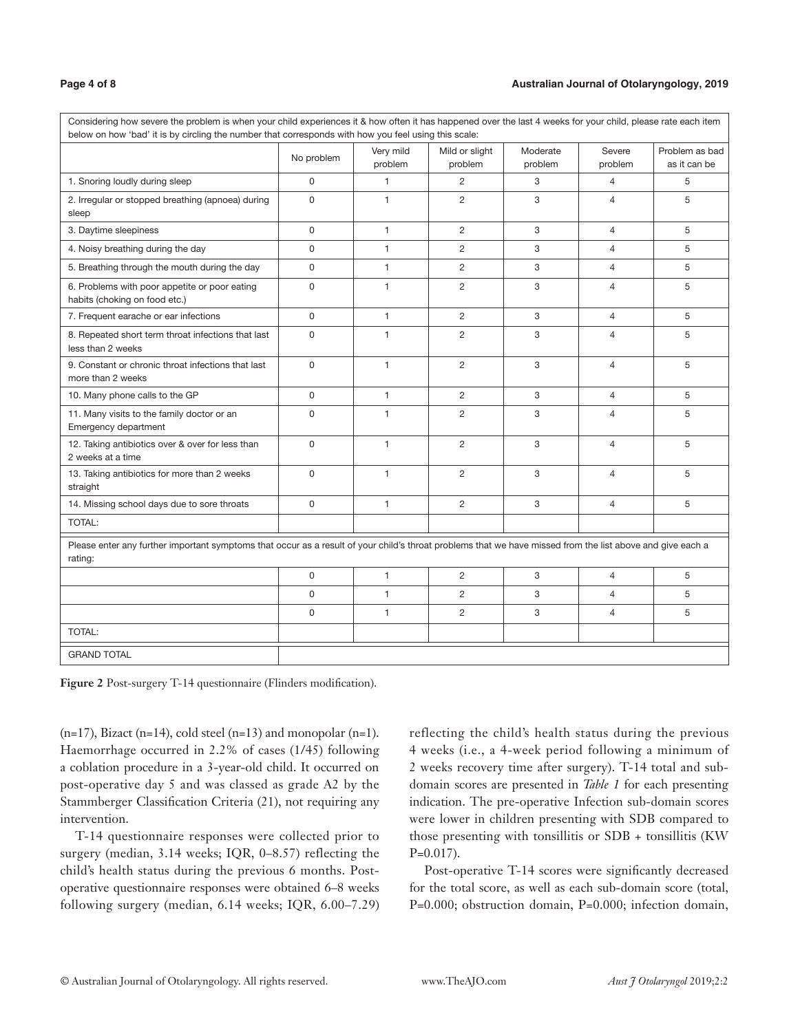| Considering how severe the problem is when your child experiences it & how often it has happened over the last 4 weeks for your child, please rate each item below on how 'bad' it is by circling the number that corresponds with how you feel using this scale: | | | | | | |
|---|---|---|---|---|---|---|
| | No problem | Very mild problem | Mild or slight problem | Moderate problem | Severe problem | Problem as bad as it can be |
| 1. Snoring loudly during sleep | 0 | 1 | 2 | 3 | 4 | 5 |
| 2. Irregular or stopped breathing (apnoea) during sleep | 0 | 1 | 2 | 3 | 4 | 5 |
| 3. Daytime sleepiness | 0 | 1 | 2 | 3 | 4 | 5 |
| 4. Noisy breathing during the day | 0 | 1 | 2 | 3 | 4 | 5 |
| 5. Breathing through the mouth during the day | 0 | 1 | 2 | 3 | 4 | 5 |
| 6. Problems with poor appetite or poor eating habits (choking on food etc.) | 0 | 1 | 2 | 3 | 4 | 5 |
| 7. Frequent earache or ear infections | 0 | 1 | 2 | 3 | 4 | 5 |
| 8. Repeated short term throat infections that last less than 2 weeks | 0 | 1 | 2 | 3 | 4 | 5 |
| 9. Constant or chronic throat infections that last more than 2 weeks | 0 | 1 | 2 | 3 | 4 | 5 |
| 10. Many phone calls to the GP | 0 | 1 | 2 | 3 | 4 | 5 |
| 11. Many visits to the family doctor or an Emergency department | 0 | 1 | 2 | 3 | 4 | 5 |
| 12. Taking antibiotics over & over for less than 2 weeks at a time | 0 | 1 | 2 | 3 | 4 | 5 |
| 13. Taking antibiotics for more than 2 weeks straight | 0 | 1 | 2 | 3 | 4 | 5 |
| 14. Missing school days due to sore throats | 0 | 1 | 2 | 3 | 4 | 5 |
| TOTAL: | | | | | | |
| Please enter any further important symptoms that occur as a result of your child's throat problems that we have missed from the list above and give each a rating: | | | | | | |
| | 0 | 1 | 2 | 3 | 4 | 5 |
| | 0 | 1 | 2 | 3 | 4 | 5 |
| | 0 | 1 | 2 | 3 | 4 | 5 |
| TOTAL: | | | | | | |
| GRAND TOTAL | | | | | | |

**Figure 2** Post-surgery T-14 questionnaire (Flinders modification).

(n=17), Bizact (n=14), cold steel (n=13) and monopolar (n=1). Haemorrhage occurred in 2.2% of cases (1/45) following a coblation procedure in a 3-year-old child. It occurred on post-operative day 5 and was classed as grade A2 by the Stammberger Classification Criteria (21), not requiring any intervention.

T-14 questionnaire responses were collected prior to surgery (median, 3.14 weeks; IQR, 0–8.57) reflecting the child's health status during the previous 6 months. Post-operative questionnaire responses were obtained 6–8 weeks following surgery (median, 6.14 weeks; IQR, 6.00–7.29) reflecting the child's health status during the previous 4 weeks (i.e., a 4-week period following a minimum of 2 weeks recovery time after surgery). T-14 total and sub-domain scores are presented in *Table 1* for each presenting indication. The pre-operative Infection sub-domain scores were lower in children presenting with SDB compared to those presenting with tonsillitis or SDB + tonsillitis (KW P=0.017).

Post-operative T-14 scores were significantly decreased for the total score, as well as each sub-domain score (total, P=0.000; obstruction domain, P=0.000; infection domain,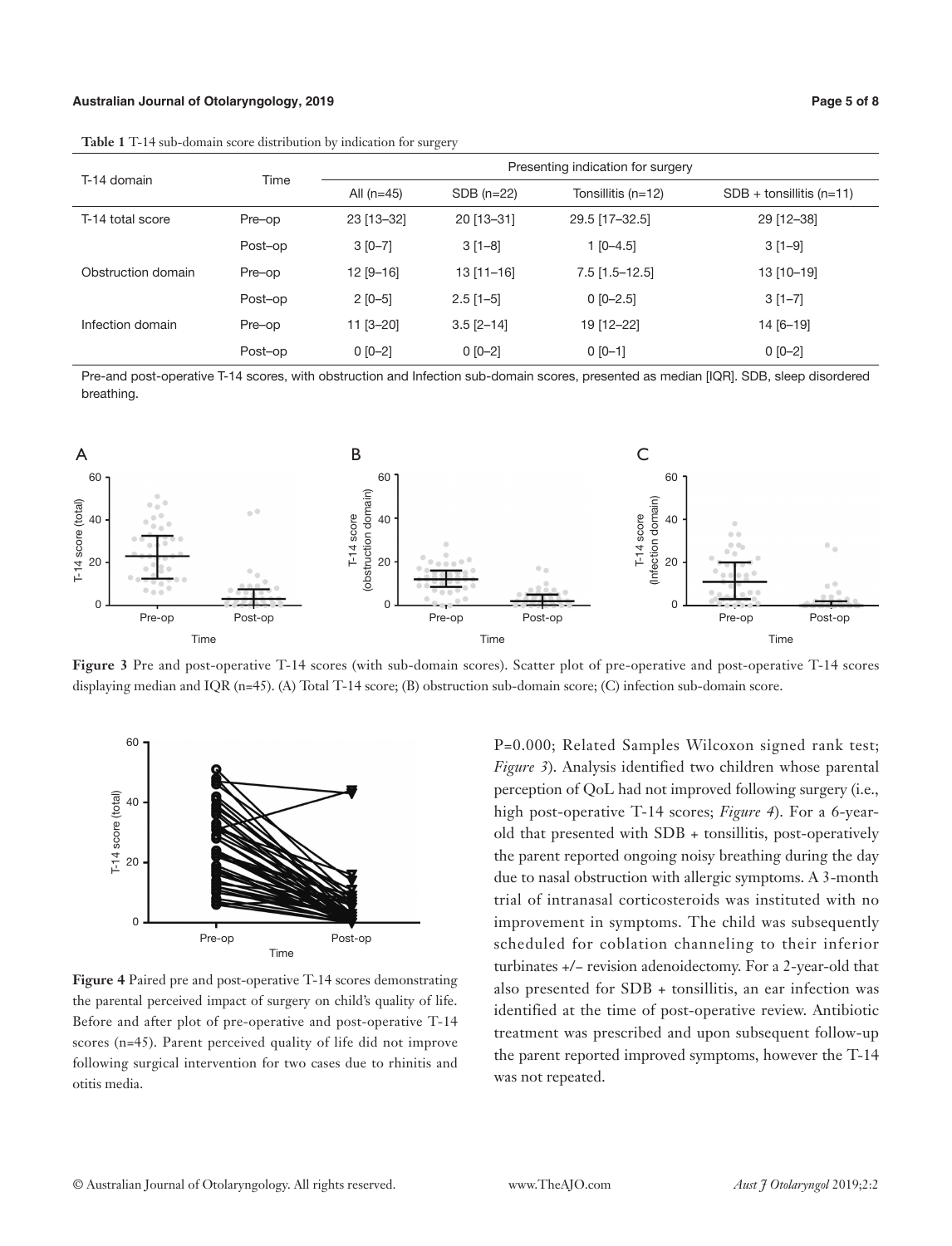**Table 1** T-14 sub-domain score distribution by indication for surgery

| T-14 domain | Time | Presenting indication for surgery | | | |
|---|---|---|---|---|---|
| | | All (n=45) | SDB (n=22) | Tonsillitis (n=12) | SDB + tonsillitis (n=11) |
| T-14 total score | Pre–op | 23 [13–32] | 20 [13–31] | 29.5 [17–32.5] | 29 [12–38] |
| | Post–op | 3 [0–7] | 3 [1–8] | 1 [0–4.5] | 3 [1–9] |
| Obstruction domain | Pre–op | 12 [9–16] | 13 [11–16] | 7.5 [1.5–12.5] | 13 [10–19] |
| | Post–op | 2 [0–5] | 2.5 [1–5] | 0 [0–2.5] | 3 [1–7] |
| Infection domain | Pre–op | 11 [3–20] | 3.5 [2–14] | 19 [12–22] | 14 [6–19] |
| | Post–op | 0 [0–2] | 0 [0–2] | 0 [0–1] | 0 [0–2] |

Pre-and post-operative T-14 scores, with obstruction and Infection sub-domain scores, presented as median [IQR]. SDB, sleep disordered breathing.

**Figure 3** Pre and post-operative T-14 scores (with sub-domain scores). Scatter plot of pre-operative and post-operative T-14 scores displaying median and IQR (n=45). (A) Total T-14 score; (B) obstruction sub-domain score; (C) infection sub-domain score.

**Figure 4** Paired pre and post-operative T-14 scores demonstrating the parental perceived impact of surgery on child's quality of life. Before and after plot of pre-operative and post-operative T-14 scores (n=45). Parent perceived quality of life did not improve following surgical intervention for two cases due to rhinitis and otitis media.

P=0.000; Related Samples Wilcoxon signed rank test; *Figure 3*). Analysis identified two children whose parental perception of QoL had not improved following surgery (i.e., high post-operative T-14 scores; *Figure 4*). For a 6-year-old that presented with SDB + tonsillitis, post-operatively the parent reported ongoing noisy breathing during the day due to nasal obstruction with allergic symptoms. A 3-month trial of intranasal corticosteroids was instituted with no improvement in symptoms. The child was subsequently scheduled for coblation channeling to their inferior turbinates +/− revision adenoidectomy. For a 2-year-old that also presented for SDB + tonsillitis, an ear infection was identified at the time of post-operative review. Antibiotic treatment was prescribed and upon subsequent follow-up the parent reported improved symptoms, however the T-14 was not repeated.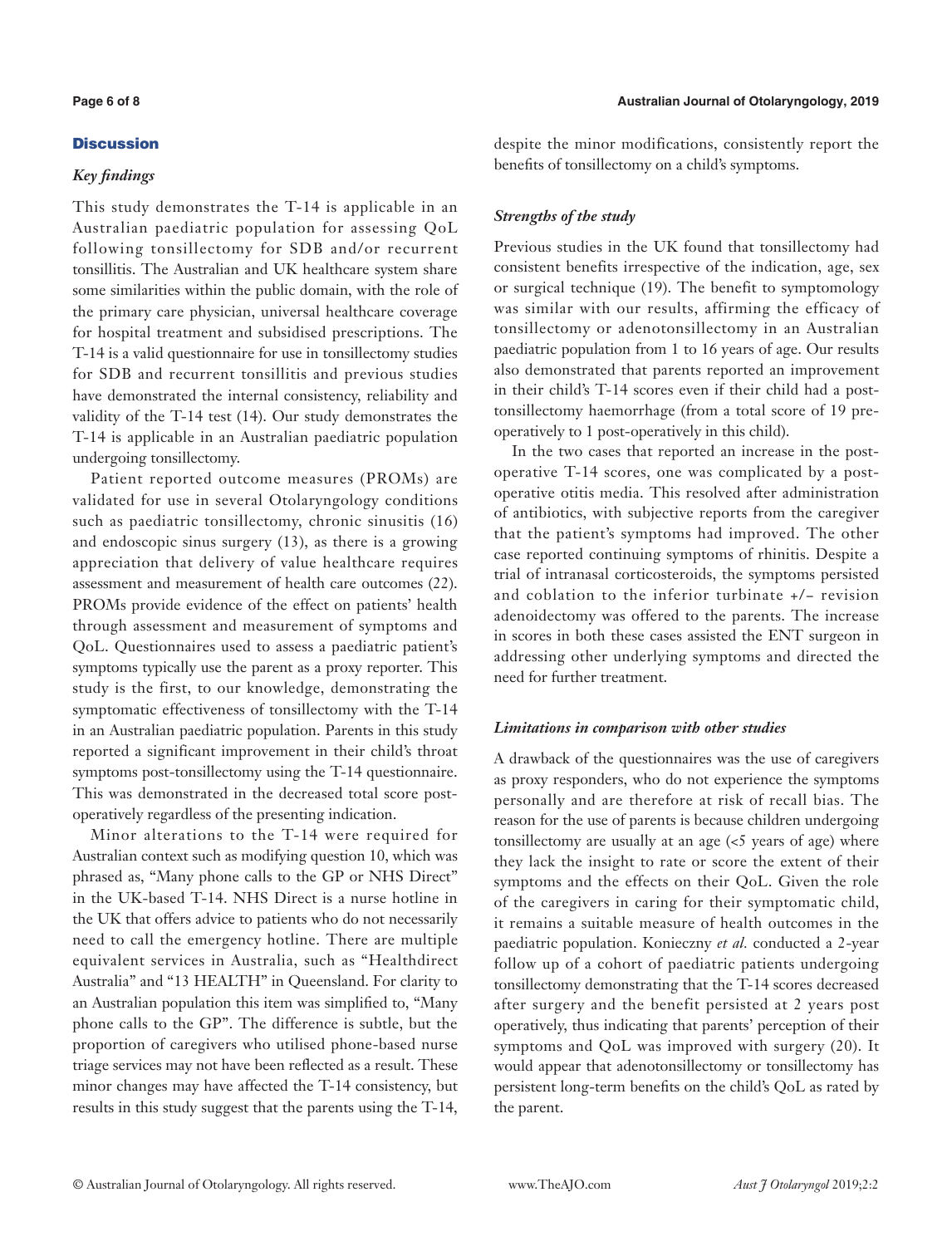## Discussion

### *Key findings*

This study demonstrates the T-14 is applicable in an Australian paediatric population for assessing QoL following tonsillectomy for SDB and/or recurrent tonsillitis. The Australian and UK healthcare system share some similarities within the public domain, with the role of the primary care physician, universal healthcare coverage for hospital treatment and subsidised prescriptions. The T-14 is a valid questionnaire for use in tonsillectomy studies for SDB and recurrent tonsillitis and previous studies have demonstrated the internal consistency, reliability and validity of the T-14 test (14). Our study demonstrates the T-14 is applicable in an Australian paediatric population undergoing tonsillectomy.

Patient reported outcome measures (PROMs) are validated for use in several Otolaryngology conditions such as paediatric tonsillectomy, chronic sinusitis (16) and endoscopic sinus surgery (13), as there is a growing appreciation that delivery of value healthcare requires assessment and measurement of health care outcomes (22). PROMs provide evidence of the effect on patients' health through assessment and measurement of symptoms and QoL. Questionnaires used to assess a paediatric patient's symptoms typically use the parent as a proxy reporter. This study is the first, to our knowledge, demonstrating the symptomatic effectiveness of tonsillectomy with the T-14 in an Australian paediatric population. Parents in this study reported a significant improvement in their child's throat symptoms post-tonsillectomy using the T-14 questionnaire. This was demonstrated in the decreased total score post-operatively regardless of the presenting indication.

Minor alterations to the T-14 were required for Australian context such as modifying question 10, which was phrased as, "Many phone calls to the GP or NHS Direct" in the UK-based T-14. NHS Direct is a nurse hotline in the UK that offers advice to patients who do not necessarily need to call the emergency hotline. There are multiple equivalent services in Australia, such as "Healthdirect Australia" and "13 HEALTH" in Queensland. For clarity to an Australian population this item was simplified to, "Many phone calls to the GP". The difference is subtle, but the proportion of caregivers who utilised phone-based nurse triage services may not have been reflected as a result. These minor changes may have affected the T-14 consistency, but results in this study suggest that the parents using the T-14, despite the minor modifications, consistently report the benefits of tonsillectomy on a child's symptoms.

### *Strengths of the study*

Previous studies in the UK found that tonsillectomy had consistent benefits irrespective of the indication, age, sex or surgical technique (19). The benefit to symptomology was similar with our results, affirming the efficacy of tonsillectomy or adenotonsillectomy in an Australian paediatric population from 1 to 16 years of age. Our results also demonstrated that parents reported an improvement in their child's T-14 scores even if their child had a post-tonsillectomy haemorrhage (from a total score of 19 pre-operatively to 1 post-operatively in this child).

In the two cases that reported an increase in the post-operative T-14 scores, one was complicated by a post-operative otitis media. This resolved after administration of antibiotics, with subjective reports from the caregiver that the patient's symptoms had improved. The other case reported continuing symptoms of rhinitis. Despite a trial of intranasal corticosteroids, the symptoms persisted and coblation to the inferior turbinate +/− revision adenoidectomy was offered to the parents. The increase in scores in both these cases assisted the ENT surgeon in addressing other underlying symptoms and directed the need for further treatment.

### *Limitations in comparison with other studies*

A drawback of the questionnaires was the use of caregivers as proxy responders, who do not experience the symptoms personally and are therefore at risk of recall bias. The reason for the use of parents is because children undergoing tonsillectomy are usually at an age (<5 years of age) where they lack the insight to rate or score the extent of their symptoms and the effects on their QoL. Given the role of the caregivers in caring for their symptomatic child, it remains a suitable measure of health outcomes in the paediatric population. Konieczny *et al.* conducted a 2-year follow up of a cohort of paediatric patients undergoing tonsillectomy demonstrating that the T-14 scores decreased after surgery and the benefit persisted at 2 years post operatively, thus indicating that parents' perception of their symptoms and QoL was improved with surgery (20). It would appear that adenotonsillectomy or tonsillectomy has persistent long-term benefits on the child's QoL as rated by the parent.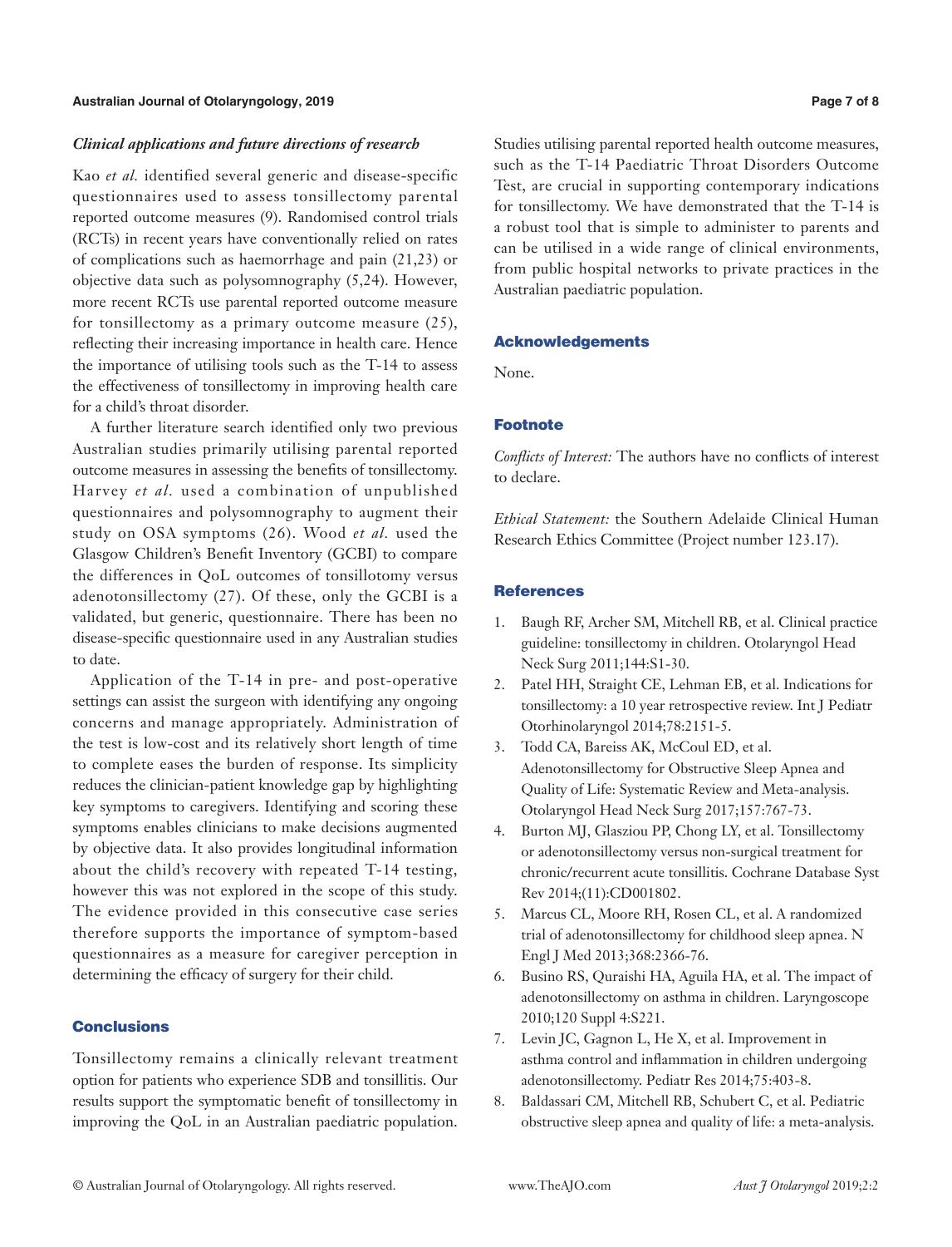### *Clinical applications and future directions of research*

Kao *et al.* identified several generic and disease-specific questionnaires used to assess tonsillectomy parental reported outcome measures (9). Randomised control trials (RCTs) in recent years have conventionally relied on rates of complications such as haemorrhage and pain (21,23) or objective data such as polysomnography (5,24). However, more recent RCTs use parental reported outcome measure for tonsillectomy as a primary outcome measure (25), reflecting their increasing importance in health care. Hence the importance of utilising tools such as the T-14 to assess the effectiveness of tonsillectomy in improving health care for a child's throat disorder.

A further literature search identified only two previous Australian studies primarily utilising parental reported outcome measures in assessing the benefits of tonsillectomy. Harvey *et al.* used a combination of unpublished questionnaires and polysomnography to augment their study on OSA symptoms (26). Wood *et al.* used the Glasgow Children's Benefit Inventory (GCBI) to compare the differences in QoL outcomes of tonsillotomy versus adenotonsillectomy (27). Of these, only the GCBI is a validated, but generic, questionnaire. There has been no disease-specific questionnaire used in any Australian studies to date.

Application of the T-14 in pre- and post-operative settings can assist the surgeon with identifying any ongoing concerns and manage appropriately. Administration of the test is low-cost and its relatively short length of time to complete eases the burden of response. Its simplicity reduces the clinician-patient knowledge gap by highlighting key symptoms to caregivers. Identifying and scoring these symptoms enables clinicians to make decisions augmented by objective data. It also provides longitudinal information about the child's recovery with repeated T-14 testing, however this was not explored in the scope of this study. The evidence provided in this consecutive case series therefore supports the importance of symptom-based questionnaires as a measure for caregiver perception in determining the efficacy of surgery for their child.

## Conclusions

Tonsillectomy remains a clinically relevant treatment option for patients who experience SDB and tonsillitis. Our results support the symptomatic benefit of tonsillectomy in improving the QoL in an Australian paediatric population. Studies utilising parental reported health outcome measures, such as the T-14 Paediatric Throat Disorders Outcome Test, are crucial in supporting contemporary indications for tonsillectomy. We have demonstrated that the T-14 is a robust tool that is simple to administer to parents and can be utilised in a wide range of clinical environments, from public hospital networks to private practices in the Australian paediatric population.

## Acknowledgements

None.

## Footnote

*Conflicts of Interest:* The authors have no conflicts of interest to declare.

*Ethical Statement:* the Southern Adelaide Clinical Human Research Ethics Committee (Project number 123.17).

## References

1. Baugh RF, Archer SM, Mitchell RB, et al. Clinical practice guideline: tonsillectomy in children. Otolaryngol Head Neck Surg 2011;144:S1-30.
2. Patel HH, Straight CE, Lehman EB, et al. Indications for tonsillectomy: a 10 year retrospective review. Int J Pediatr Otorhinolaryngol 2014;78:2151-5.
3. Todd CA, Bareiss AK, McCoul ED, et al. Adenotonsillectomy for Obstructive Sleep Apnea and Quality of Life: Systematic Review and Meta-analysis. Otolaryngol Head Neck Surg 2017;157:767-73.
4. Burton MJ, Glasziou PP, Chong LY, et al. Tonsillectomy or adenotonsillectomy versus non-surgical treatment for chronic/recurrent acute tonsillitis. Cochrane Database Syst Rev 2014;(11):CD001802.
5. Marcus CL, Moore RH, Rosen CL, et al. A randomized trial of adenotonsillectomy for childhood sleep apnea. N Engl J Med 2013;368:2366-76.
6. Busino RS, Quraishi HA, Aguila HA, et al. The impact of adenotonsillectomy on asthma in children. Laryngoscope 2010;120 Suppl 4:S221.
7. Levin JC, Gagnon L, He X, et al. Improvement in asthma control and inflammation in children undergoing adenotonsillectomy. Pediatr Res 2014;75:403-8.
8. Baldassari CM, Mitchell RB, Schubert C, et al. Pediatric obstructive sleep apnea and quality of life: a meta-analysis.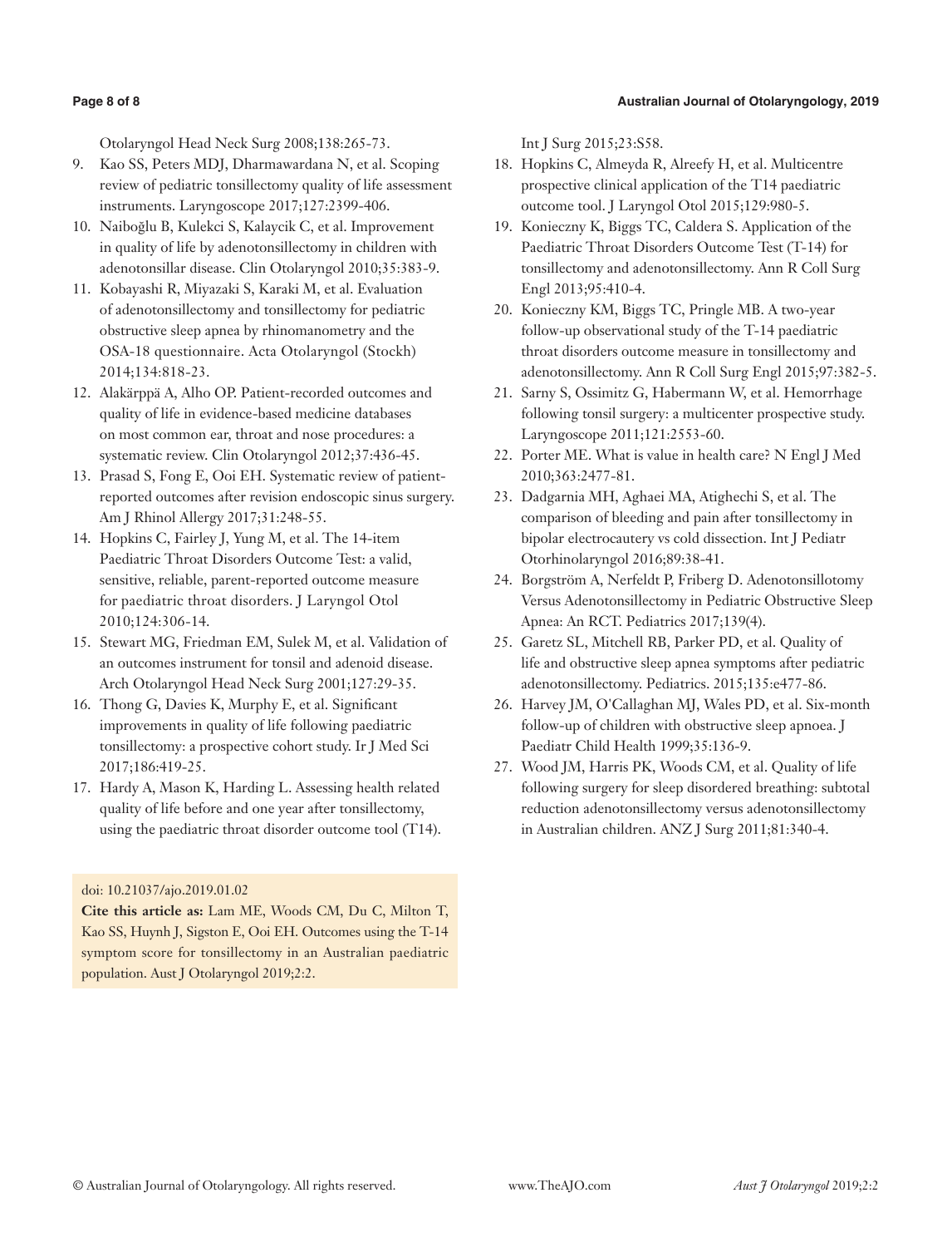Otolaryngol Head Neck Surg 2008;138:265-73.

9. Kao SS, Peters MDJ, Dharmawardana N, et al. Scoping review of pediatric tonsillectomy quality of life assessment instruments. Laryngoscope 2017;127:2399-406.
10. Naiboğlu B, Kulekci S, Kalaycik C, et al. Improvement in quality of life by adenotonsillectomy in children with adenotonsillar disease. Clin Otolaryngol 2010;35:383-9.
11. Kobayashi R, Miyazaki S, Karaki M, et al. Evaluation of adenotonsillectomy and tonsillectomy for pediatric obstructive sleep apnea by rhinomanometry and the OSA-18 questionnaire. Acta Otolaryngol (Stockh) 2014;134:818-23.
12. Alakärppä A, Alho OP. Patient-recorded outcomes and quality of life in evidence-based medicine databases on most common ear, throat and nose procedures: a systematic review. Clin Otolaryngol 2012;37:436-45.
13. Prasad S, Fong E, Ooi EH. Systematic review of patient-reported outcomes after revision endoscopic sinus surgery. Am J Rhinol Allergy 2017;31:248-55.
14. Hopkins C, Fairley J, Yung M, et al. The 14-item Paediatric Throat Disorders Outcome Test: a valid, sensitive, reliable, parent-reported outcome measure for paediatric throat disorders. J Laryngol Otol 2010;124:306-14.
15. Stewart MG, Friedman EM, Sulek M, et al. Validation of an outcomes instrument for tonsil and adenoid disease. Arch Otolaryngol Head Neck Surg 2001;127:29-35.
16. Thong G, Davies K, Murphy E, et al. Significant improvements in quality of life following paediatric tonsillectomy: a prospective cohort study. Ir J Med Sci 2017;186:419-25.
17. Hardy A, Mason K, Harding L. Assessing health related quality of life before and one year after tonsillectomy, using the paediatric throat disorder outcome tool (T14). Int J Surg 2015;23:S58.
18. Hopkins C, Almeyda R, Alreefy H, et al. Multicentre prospective clinical application of the T14 paediatric outcome tool. J Laryngol Otol 2015;129:980-5.
19. Konieczny K, Biggs TC, Caldera S. Application of the Paediatric Throat Disorders Outcome Test (T-14) for tonsillectomy and adenotonsillectomy. Ann R Coll Surg Engl 2013;95:410-4.
20. Konieczny KM, Biggs TC, Pringle MB. A two-year follow-up observational study of the T-14 paediatric throat disorders outcome measure in tonsillectomy and adenotonsillectomy. Ann R Coll Surg Engl 2015;97:382-5.
21. Sarny S, Ossimitz G, Habermann W, et al. Hemorrhage following tonsil surgery: a multicenter prospective study. Laryngoscope 2011;121:2553-60.
22. Porter ME. What is value in health care? N Engl J Med 2010;363:2477-81.
23. Dadgarnia MH, Aghaei MA, Atighechi S, et al. The comparison of bleeding and pain after tonsillectomy in bipolar electrocautery vs cold dissection. Int J Pediatr Otorhinolaryngol 2016;89:38-41.
24. Borgström A, Nerfeldt P, Friberg D. Adenotonsillotomy Versus Adenotonsillectomy in Pediatric Obstructive Sleep Apnea: An RCT. Pediatrics 2017;139(4).
25. Garetz SL, Mitchell RB, Parker PD, et al. Quality of life and obstructive sleep apnea symptoms after pediatric adenotonsillectomy. Pediatrics. 2015;135:e477-86.
26. Harvey JM, O'Callaghan MJ, Wales PD, et al. Six-month follow-up of children with obstructive sleep apnoea. J Paediatr Child Health 1999;35:136-9.
27. Wood JM, Harris PK, Woods CM, et al. Quality of life following surgery for sleep disordered breathing: subtotal reduction adenotonsillectomy versus adenotonsillectomy in Australian children. ANZ J Surg 2011;81:340-4.

doi: 10.21037/ajo.2019.01.02

**Cite this article as:** Lam ME, Woods CM, Du C, Milton T, Kao SS, Huynh J, Sigston E, Ooi EH. Outcomes using the T-14 symptom score for tonsillectomy in an Australian paediatric population. Aust J Otolaryngol 2019;2:2.